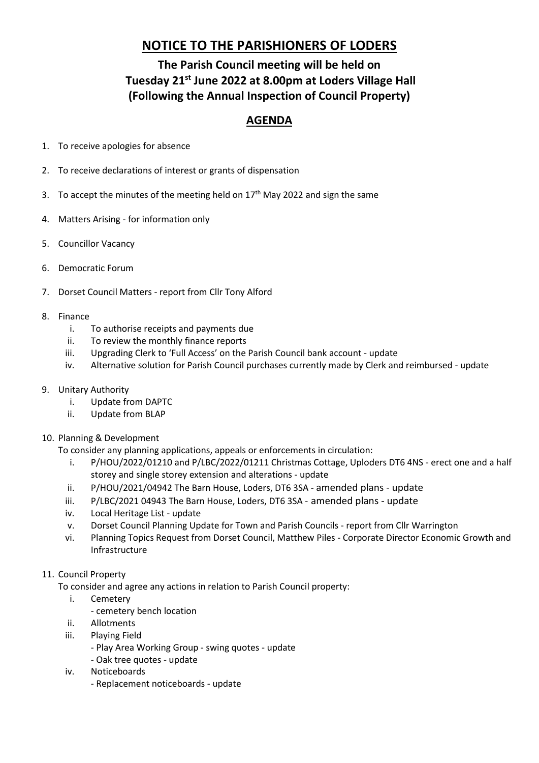# NOTICE TO THE PARISHIONERS OF LODERS

## The Parish Council meeting will be held on Tuesday 21st June 2022 at 8.00pm at Loders Village Hall (Following the Annual Inspection of Council Property)

## AGENDA

1. To receive apologies for absence
2. To receive declarations of interest or grants of dispensation
3. To accept the minutes of the meeting held on 17th May 2022 and sign the same
4. Matters Arising - for information only
5. Councillor Vacancy
6. Democratic Forum
7. Dorset Council Matters - report from Cllr Tony Alford
8. Finance
    i. To authorise receipts and payments due
    ii. To review the monthly finance reports
    iii. Upgrading Clerk to 'Full Access' on the Parish Council bank account - update
    iv. Alternative solution for Parish Council purchases currently made by Clerk and reimbursed - update
9. Unitary Authority
    i. Update from DAPTC
    ii. Update from BLAP
10. Planning & Development

    To consider any planning applications, appeals or enforcements in circulation:
    i. P/HOU/2022/01210 and P/LBC/2022/01211 Christmas Cottage, Uploders DT6 4NS - erect one and a half storey and single storey extension and alterations - update
    ii. P/HOU/2021/04942 The Barn House, Loders, DT6 3SA - amended plans - update
    iii. P/LBC/2021 04943 The Barn House, Loders, DT6 3SA - amended plans - update
    iv. Local Heritage List - update
    v. Dorset Council Planning Update for Town and Parish Councils - report from Cllr Warrington
    vi. Planning Topics Request from Dorset Council, Matthew Piles - Corporate Director Economic Growth and Infrastructure
11. Council Property

    To consider and agree any actions in relation to Parish Council property:
    i. Cemetery
        - cemetery bench location
    ii. Allotments
    iii. Playing Field
        - Play Area Working Group - swing quotes - update
        - Oak tree quotes - update
    iv. Noticeboards
        - Replacement noticeboards - update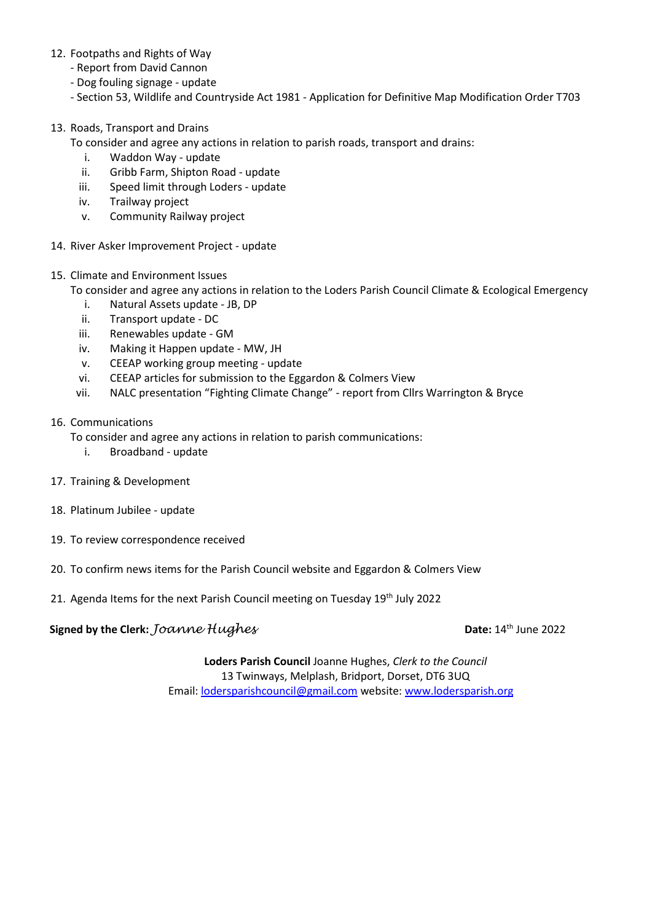12. Footpaths and Rights of Way
    - Report from David Cannon
    - Dog fouling signage - update
    - Section 53, Wildlife and Countryside Act 1981 - Application for Definitive Map Modification Order T703

13. Roads, Transport and Drains
    To consider and agree any actions in relation to parish roads, transport and drains:
    i. Waddon Way - update
    ii. Gribb Farm, Shipton Road - update
    iii. Speed limit through Loders - update
    iv. Trailway project
    v. Community Railway project

14. River Asker Improvement Project - update

15. Climate and Environment Issues
    To consider and agree any actions in relation to the Loders Parish Council Climate & Ecological Emergency
    i. Natural Assets update - JB, DP
    ii. Transport update - DC
    iii. Renewables update - GM
    iv. Making it Happen update - MW, JH
    v. CEEAP working group meeting - update
    vi. CEEAP articles for submission to the Eggardon & Colmers View
    vii. NALC presentation "Fighting Climate Change" - report from Cllrs Warrington & Bryce

16. Communications
    To consider and agree any actions in relation to parish communications:
    i. Broadband - update

17. Training & Development

18. Platinum Jubilee - update

19. To review correspondence received

20. To confirm news items for the Parish Council website and Eggardon & Colmers View

21. Agenda Items for the next Parish Council meeting on Tuesday 19th July 2022

**Signed by the Clerk:** *Joanne Hughes* **Date:** 14th June 2022

**Loders Parish Council** Joanne Hughes, *Clerk to the Council*
13 Twinways, Melplash, Bridport, Dorset, DT6 3UQ
Email: lodersparishcouncil@gmail.com website: www.lodersparish.org